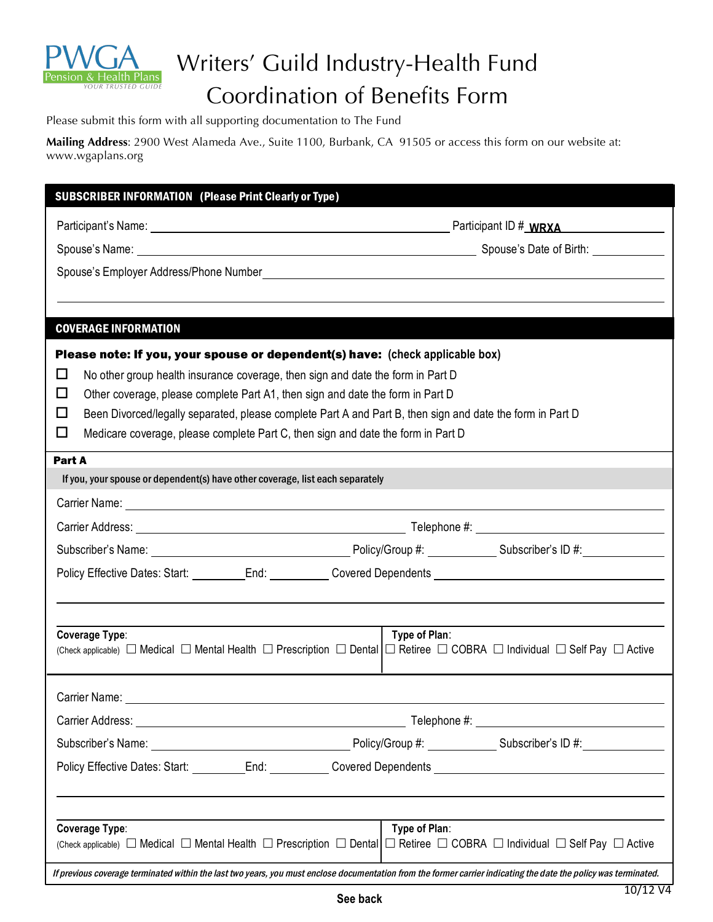PWGA Pension & Health Plans — YOUR TRUSTED GUIDE

# Writers' Guild Industry-Health Fund Coordination of Benefits Form

Please submit this form with all supporting documentation to The Fund

**Mailing Address**: 2900 West Alameda Ave., Suite 1100, Burbank, CA 91505 or access this form on our website at: www.wgaplans.org

## SUBSCRIBER INFORMATION (Please Print Clearly or Type)

Participant's Name: ______________________ Participant ID # WRXA__________

Spouse's Name: ______________________ Spouse's Date of Birth: __________

Spouse's Employer Address/Phone Number ______________________

______________________

## COVERAGE INFORMATION

**Please note: If you, your spouse or dependent(s) have: (check applicable box)**

☐ No other group health insurance coverage, then sign and date the form in Part D

☐ Other coverage, please complete Part A1, then sign and date the form in Part D

☐ Been Divorced/legally separated, please complete Part A and Part B, then sign and date the form in Part D

☐ Medicare coverage, please complete Part C, then sign and date the form in Part D

### Part A

**If you, your spouse or dependent(s) have other coverage, list each separately**

Carrier Name: ______________________

Carrier Address: ______________________ Telephone #: __________

Subscriber's Name: ______________________ Policy/Group #: __________ Subscriber's ID #: __________

Policy Effective Dates: Start: ________ End: ________ Covered Dependents ______________________

______________________

**Coverage Type**: (Check applicable) ☐ Medical ☐ Mental Health ☐ Prescription ☐ Dental

**Type of Plan**: ☐ Retiree ☐ COBRA ☐ Individual ☐ Self Pay ☐ Active

---

Carrier Name: ______________________

Carrier Address: ______________________ Telephone #: __________

Subscriber's Name: ______________________ Policy/Group #: __________ Subscriber's ID #: __________

Policy Effective Dates: Start: ________ End: ________ Covered Dependents ______________________

______________________

**Coverage Type**: (Check applicable) ☐ Medical ☐ Mental Health ☐ Prescription ☐ Dental

**Type of Plan**: ☐ Retiree ☐ COBRA ☐ Individual ☐ Self Pay ☐ Active

*If previous coverage terminated within the last two years, you must enclose documentation from the former carrier indicating the date the policy was terminated.*

10/12 V4

**See back**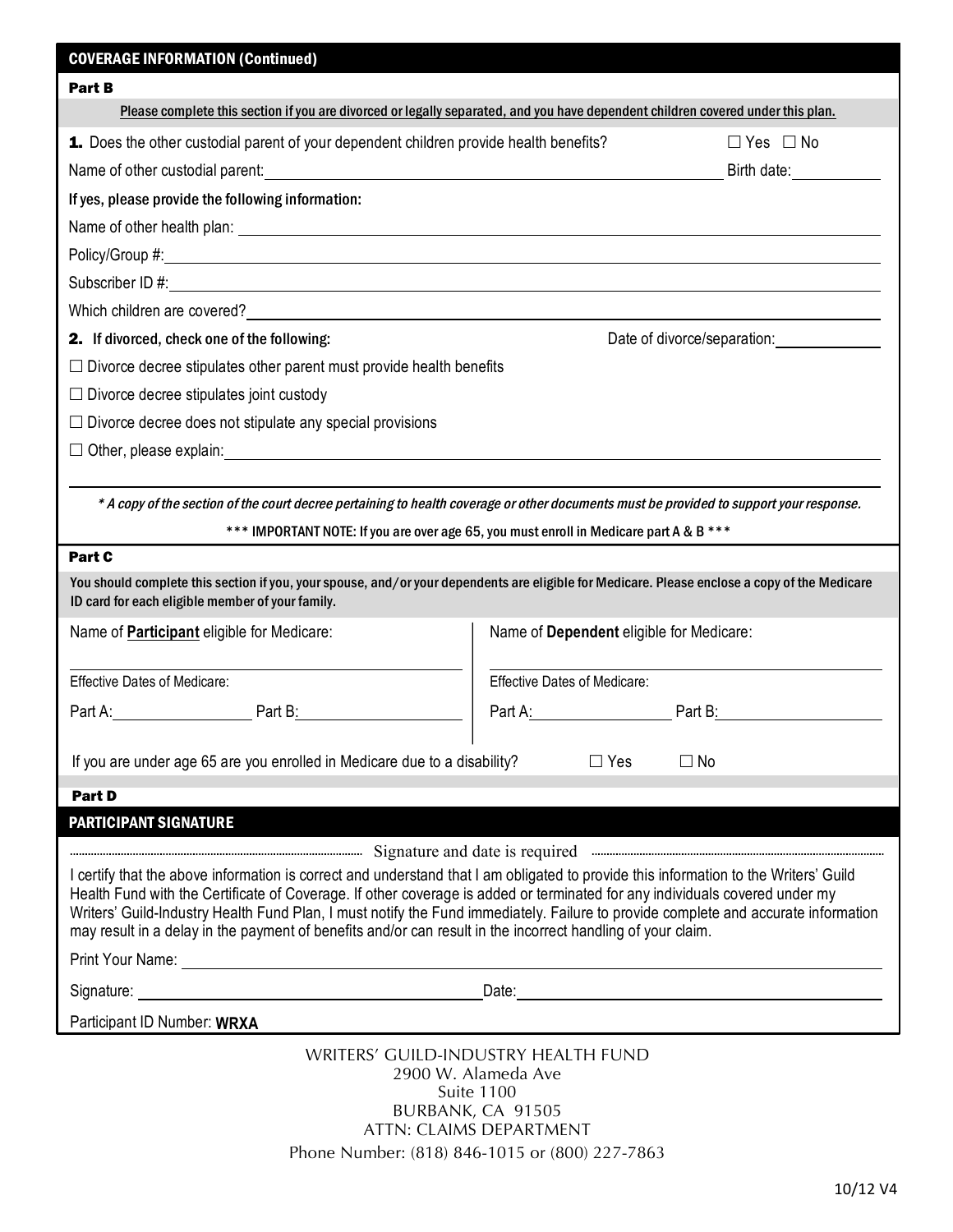## COVERAGE INFORMATION (Continued)

### Part B

Please complete this section if you are divorced or legally separated, and you have dependent children covered under this plan.

**1.** Does the other custodial parent of your dependent children provide health benefits? ☐ Yes ☐ No

Name of other custodial parent: ______________________ Birth date: __________

**If yes, please provide the following information:**

Name of other health plan: ______________________

Policy/Group #: ______________________

Subscriber ID #: ______________________

Which children are covered? ______________________

**2. If divorced, check one of the following:** Date of divorce/separation: __________

☐ Divorce decree stipulates other parent must provide health benefits

☐ Divorce decree stipulates joint custody

☐ Divorce decree does not stipulate any special provisions

☐ Other, please explain: ______________________

*\* A copy of the section of the court decree pertaining to health coverage or other documents must be provided to support your response.*

**\*\*\* IMPORTANT NOTE: If you are over age 65, you must enroll in Medicare part A & B \*\*\***

### Part C

**You should complete this section if you, your spouse, and/or your dependents are eligible for Medicare. Please enclose a copy of the Medicare ID card for each eligible member of your family.**

| Name of **Participant** eligible for Medicare: | Name of **Dependent** eligible for Medicare: |
|---|---|
| Effective Dates of Medicare: | Effective Dates of Medicare: |
| Part A: __________ Part B: __________ | Part A: __________ Part B: __________ |

If you are under age 65 are you enrolled in Medicare due to a disability? ☐ Yes ☐ No

### Part D

## PARTICIPANT SIGNATURE

Signature and date is required

I certify that the above information is correct and understand that I am obligated to provide this information to the Writers' Guild Health Fund with the Certificate of Coverage. If other coverage is added or terminated for any individuals covered under my Writers' Guild-Industry Health Fund Plan, I must notify the Fund immediately. Failure to provide complete and accurate information may result in a delay in the payment of benefits and/or can result in the incorrect handling of your claim.

Print Your Name: ______________________

Signature: ______________________ Date: ______________________

Participant ID Number: **WRXA**

WRITERS' GUILD-INDUSTRY HEALTH FUND
2900 W. Alameda Ave
Suite 1100
BURBANK, CA 91505
ATTN: CLAIMS DEPARTMENT
Phone Number: (818) 846-1015 or (800) 227-7863

10/12 V4